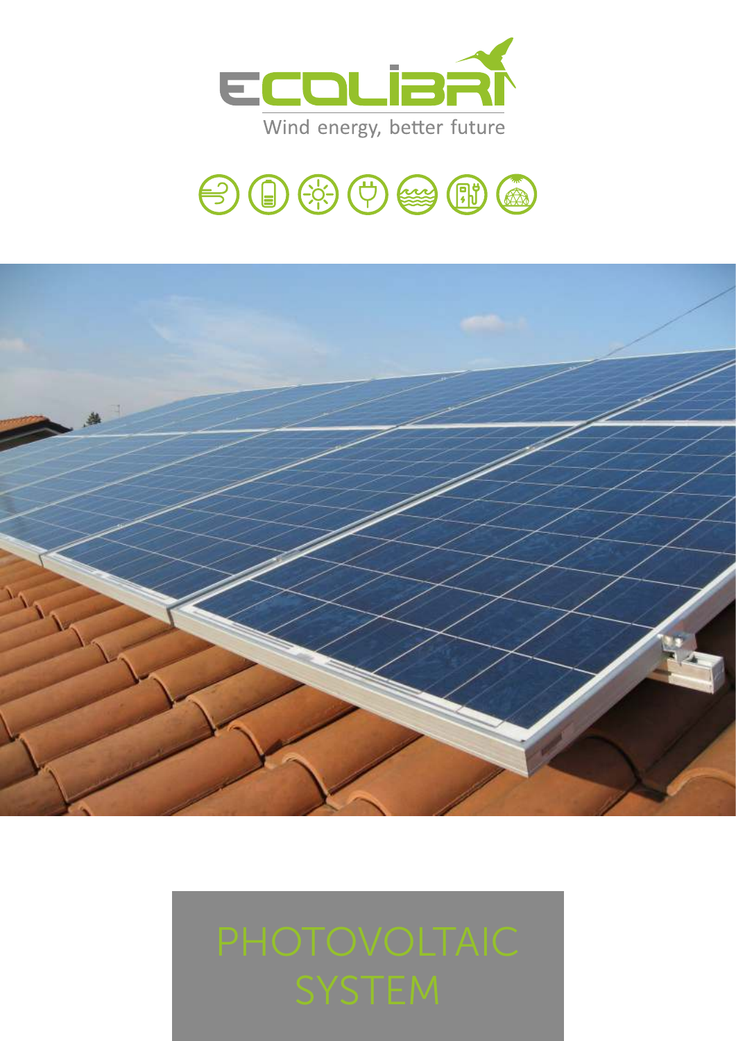ECOLIBRI

Wind energy, better future

# PHOTOVOLTAIC SYSTEM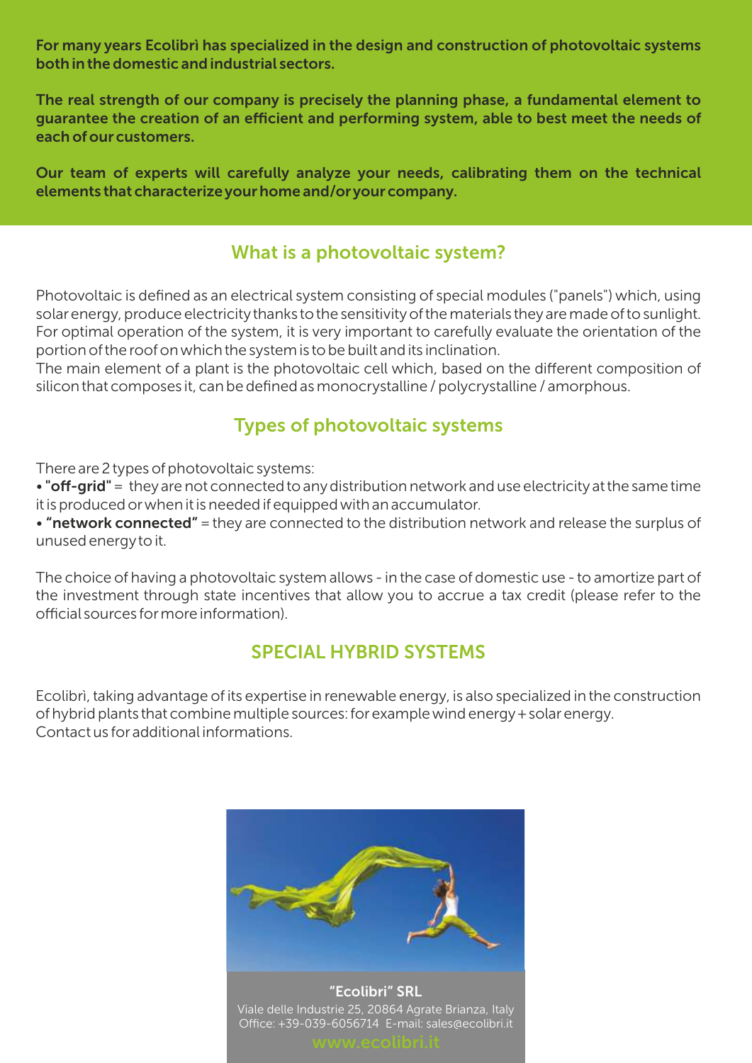**For many years Ecolibrì has specialized in the design and construction of photovoltaic systems both in the domestic and industrial sectors.**

**The real strength of our company is precisely the planning phase, a fundamental element to guarantee the creation of an efficient and performing system, able to best meet the needs of each of our customers.**

**Our team of experts will carefully analyze your needs, calibrating them on the technical elements that characterize your home and/or your company.**

## What is a photovoltaic system?

Photovoltaic is defined as an electrical system consisting of special modules ("panels") which, using solar energy, produce electricity thanks to the sensitivity of the materials they are made of to sunlight. For optimal operation of the system, it is very important to carefully evaluate the orientation of the portion of the roof on which the system is to be built and its inclination.
The main element of a plant is the photovoltaic cell which, based on the different composition of silicon that composes it, can be defined as monocrystalline / polycrystalline / amorphous.

## Types of photovoltaic systems

There are 2 types of photovoltaic systems:

- **"off-grid"** = they are not connected to any distribution network and use electricity at the same time it is produced or when it is needed if equipped with an accumulator.
- **"network connected"** = they are connected to the distribution network and release the surplus of unused energy to it.

The choice of having a photovoltaic system allows - in the case of domestic use - to amortize part of the investment through state incentives that allow you to accrue a tax credit (please refer to the official sources for more information).

## SPECIAL HYBRID SYSTEMS

Ecolibrì, taking advantage of its expertise in renewable energy, is also specialized in the construction of hybrid plants that combine multiple sources: for example wind energy + solar energy.
Contact us for additional informations.

**"Ecolibri" SRL**
Viale delle Industrie 25, 20864 Agrate Brianza, Italy
Office: +39-039-6056714 E-mail: sales@ecolibri.it
www.ecolibri.it